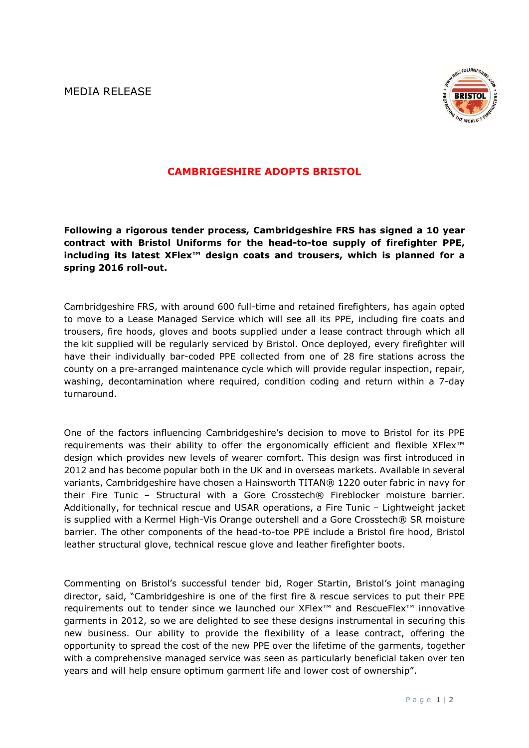MEDIA RELEASE

# CAMBRIGESHIRE ADOPTS BRISTOL

**Following a rigorous tender process, Cambridgeshire FRS has signed a 10 year contract with Bristol Uniforms for the head-to-toe supply of firefighter PPE, including its latest XFlex™ design coats and trousers, which is planned for a spring 2016 roll-out.**

Cambridgeshire FRS, with around 600 full-time and retained firefighters, has again opted to move to a Lease Managed Service which will see all its PPE, including fire coats and trousers, fire hoods, gloves and boots supplied under a lease contract through which all the kit supplied will be regularly serviced by Bristol. Once deployed, every firefighter will have their individually bar-coded PPE collected from one of 28 fire stations across the county on a pre-arranged maintenance cycle which will provide regular inspection, repair, washing, decontamination where required, condition coding and return within a 7-day turnaround.

One of the factors influencing Cambridgeshire's decision to move to Bristol for its PPE requirements was their ability to offer the ergonomically efficient and flexible XFlex™ design which provides new levels of wearer comfort. This design was first introduced in 2012 and has become popular both in the UK and in overseas markets. Available in several variants, Cambridgeshire have chosen a Hainsworth TITAN® 1220 outer fabric in navy for their Fire Tunic – Structural with a Gore Crosstech® Fireblocker moisture barrier. Additionally, for technical rescue and USAR operations, a Fire Tunic – Lightweight jacket is supplied with a Kermel High-Vis Orange outershell and a Gore Crosstech® SR moisture barrier. The other components of the head-to-toe PPE include a Bristol fire hood, Bristol leather structural glove, technical rescue glove and leather firefighter boots.

Commenting on Bristol's successful tender bid, Roger Startin, Bristol's joint managing director, said, "Cambridgeshire is one of the first fire & rescue services to put their PPE requirements out to tender since we launched our XFlex™ and RescueFlex™ innovative garments in 2012, so we are delighted to see these designs instrumental in securing this new business. Our ability to provide the flexibility of a lease contract, offering the opportunity to spread the cost of the new PPE over the lifetime of the garments, together with a comprehensive managed service was seen as particularly beneficial taken over ten years and will help ensure optimum garment life and lower cost of ownership".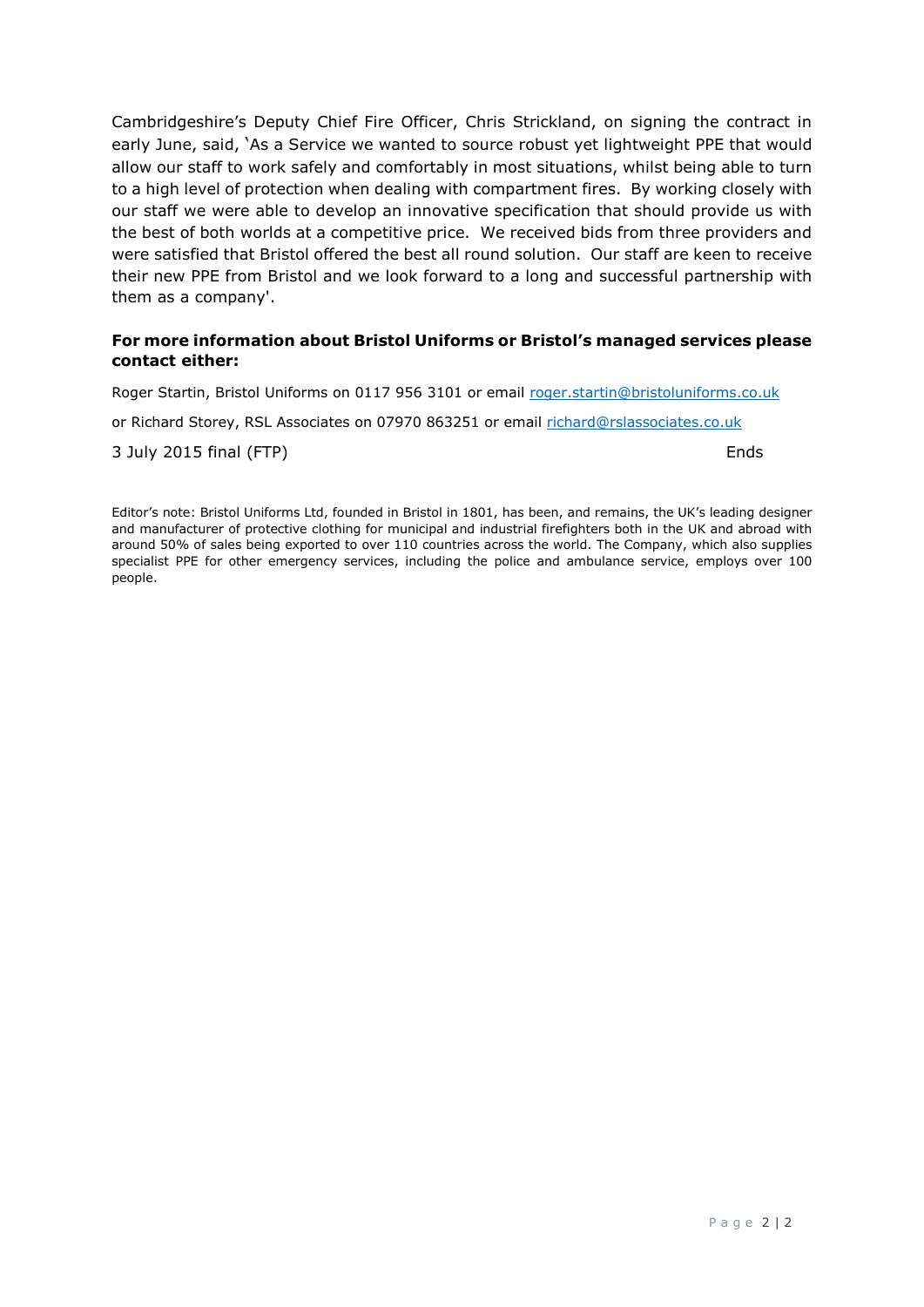Cambridgeshire's Deputy Chief Fire Officer, Chris Strickland, on signing the contract in early June, said, 'As a Service we wanted to source robust yet lightweight PPE that would allow our staff to work safely and comfortably in most situations, whilst being able to turn to a high level of protection when dealing with compartment fires. By working closely with our staff we were able to develop an innovative specification that should provide us with the best of both worlds at a competitive price. We received bids from three providers and were satisfied that Bristol offered the best all round solution. Our staff are keen to receive their new PPE from Bristol and we look forward to a long and successful partnership with them as a company'.

**For more information about Bristol Uniforms or Bristol's managed services please contact either:**

Roger Startin, Bristol Uniforms on 0117 956 3101 or email roger.startin@bristoluniforms.co.uk

or Richard Storey, RSL Associates on 07970 863251 or email richard@rslassociates.co.uk

3 July 2015 final (FTP) Ends

Editor's note: Bristol Uniforms Ltd, founded in Bristol in 1801, has been, and remains, the UK's leading designer and manufacturer of protective clothing for municipal and industrial firefighters both in the UK and abroad with around 50% of sales being exported to over 110 countries across the world. The Company, which also supplies specialist PPE for other emergency services, including the police and ambulance service, employs over 100 people.